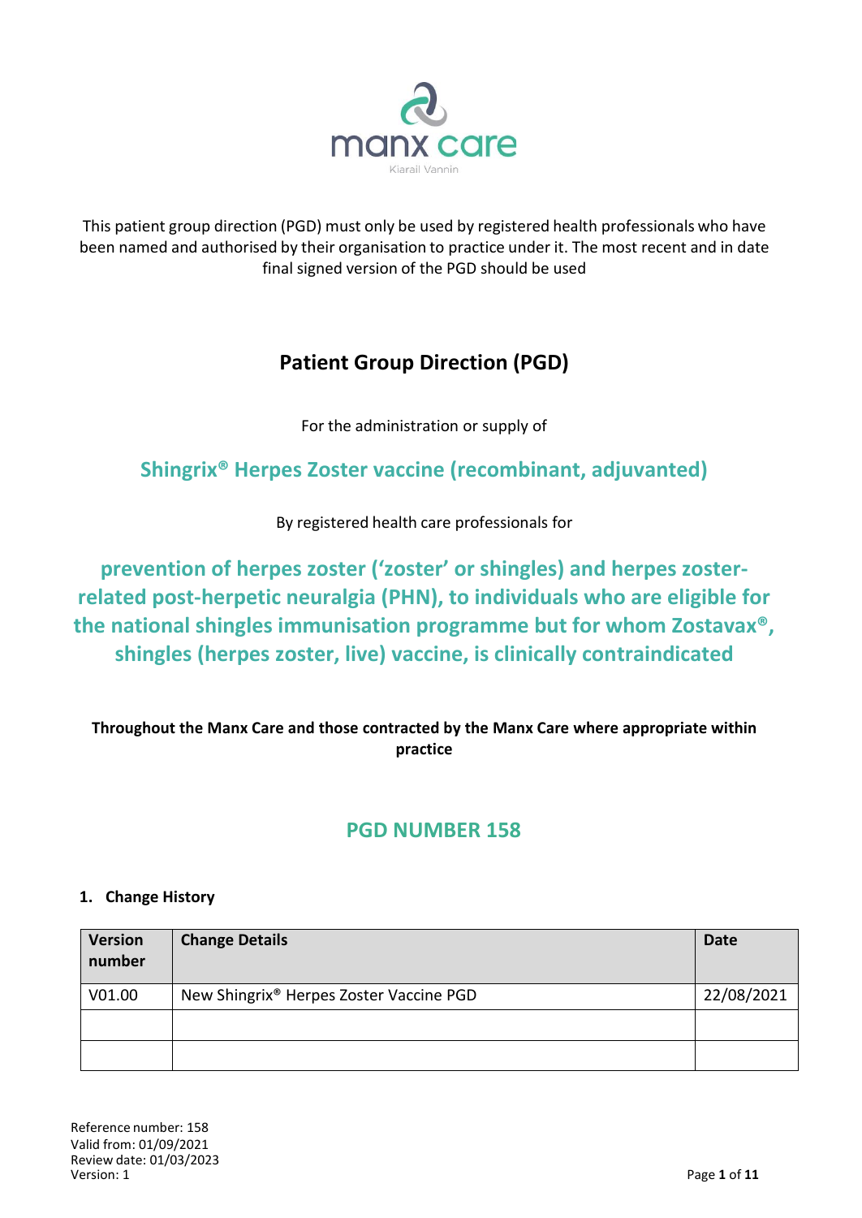manx care

Kiarail Vannin

This patient group direction (PGD) must only be used by registered health professionals who have been named and authorised by their organisation to practice under it. The most recent and in date final signed version of the PGD should be used

# Patient Group Direction (PGD)

For the administration or supply of

## Shingrix® Herpes Zoster vaccine (recombinant, adjuvanted)

By registered health care professionals for

## prevention of herpes zoster ('zoster' or shingles) and herpes zoster-related post-herpetic neuralgia (PHN), to individuals who are eligible for the national shingles immunisation programme but for whom Zostavax®, shingles (herpes zoster, live) vaccine, is clinically contraindicated

**Throughout the Manx Care and those contracted by the Manx Care where appropriate within practice**

## PGD NUMBER 158

### 1. Change History

| Version number | Change Details | Date |
|---|---|---|
| V01.00 | New Shingrix® Herpes Zoster Vaccine PGD | 22/08/2021 |
| | | |
| | | |

Reference number: 158
Valid from: 01/09/2021
Review date: 01/03/2023
Version: 1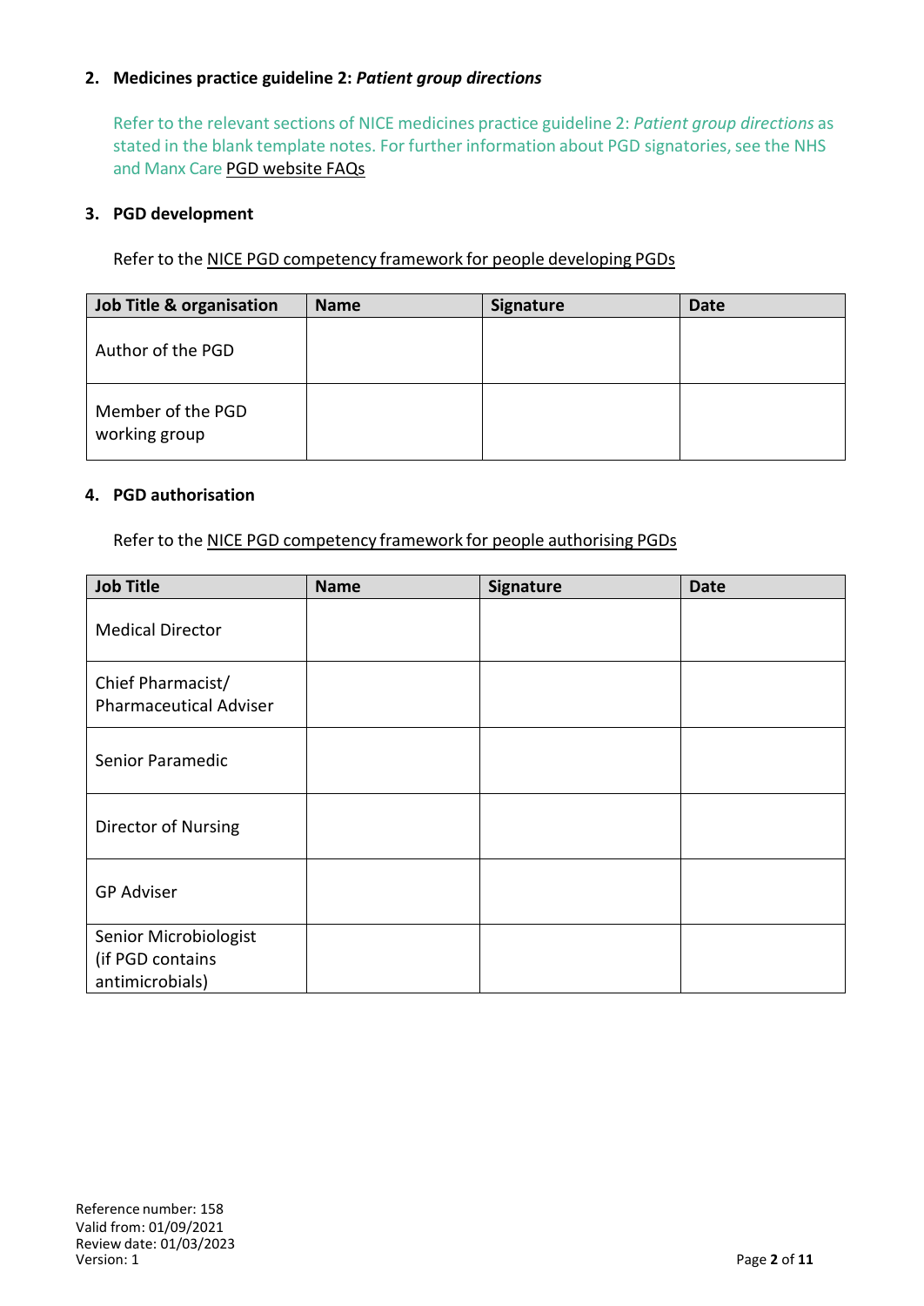## 2. Medicines practice guideline 2: *Patient group directions*

Refer to the relevant sections of NICE medicines practice guideline 2: *Patient group directions* as stated in the blank template notes. For further information about PGD signatories, see the NHS and Manx Care PGD website FAQs

## 3. PGD development

Refer to the NICE PGD competency framework for people developing PGDs

| Job Title & organisation | Name | Signature | Date |
|---|---|---|---|
| Author of the PGD | | | |
| Member of the PGD working group | | | |

## 4. PGD authorisation

Refer to the NICE PGD competency framework for people authorising PGDs

| Job Title | Name | Signature | Date |
|---|---|---|---|
| Medical Director | | | |
| Chief Pharmacist/ Pharmaceutical Adviser | | | |
| Senior Paramedic | | | |
| Director of Nursing | | | |
| GP Adviser | | | |
| Senior Microbiologist (if PGD contains antimicrobials) | | | |

Reference number: 158
Valid from: 01/09/2021
Review date: 01/03/2023
Version: 1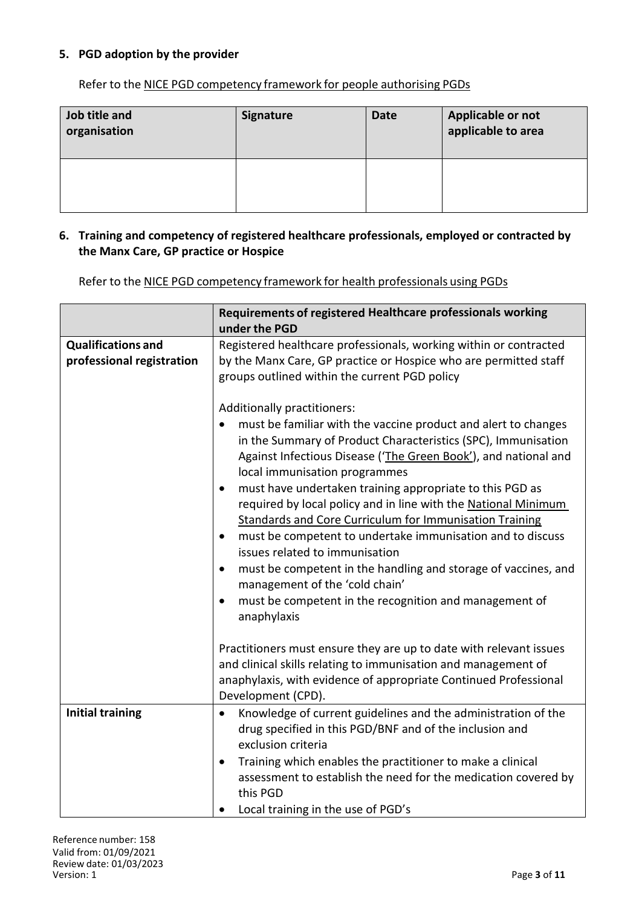## 5. PGD adoption by the provider

Refer to the NICE PGD competency framework for people authorising PGDs

| Job title and organisation | Signature | Date | Applicable or not applicable to area |
|---|---|---|---|
| | | | |

## 6. Training and competency of registered healthcare professionals, employed or contracted by the Manx Care, GP practice or Hospice

Refer to the NICE PGD competency framework for health professionals using PGDs

| | Requirements of registered Healthcare professionals working under the PGD |
|---|---|
| **Qualifications and professional registration** | Registered healthcare professionals, working within or contracted by the Manx Care, GP practice or Hospice who are permitted staff groups outlined within the current PGD policy<br><br>Additionally practitioners:<br>• must be familiar with the vaccine product and alert to changes in the Summary of Product Characteristics (SPC), Immunisation Against Infectious Disease ('The Green Book'), and national and local immunisation programmes<br>• must have undertaken training appropriate to this PGD as required by local policy and in line with the National Minimum Standards and Core Curriculum for Immunisation Training<br>• must be competent to undertake immunisation and to discuss issues related to immunisation<br>• must be competent in the handling and storage of vaccines, and management of the 'cold chain'<br>• must be competent in the recognition and management of anaphylaxis<br><br>Practitioners must ensure they are up to date with relevant issues and clinical skills relating to immunisation and management of anaphylaxis, with evidence of appropriate Continued Professional Development (CPD). |
| **Initial training** | • Knowledge of current guidelines and the administration of the drug specified in this PGD/BNF and of the inclusion and exclusion criteria<br>• Training which enables the practitioner to make a clinical assessment to establish the need for the medication covered by this PGD<br>• Local training in the use of PGD's |

Reference number: 158
Valid from: 01/09/2021
Review date: 01/03/2023
Version: 1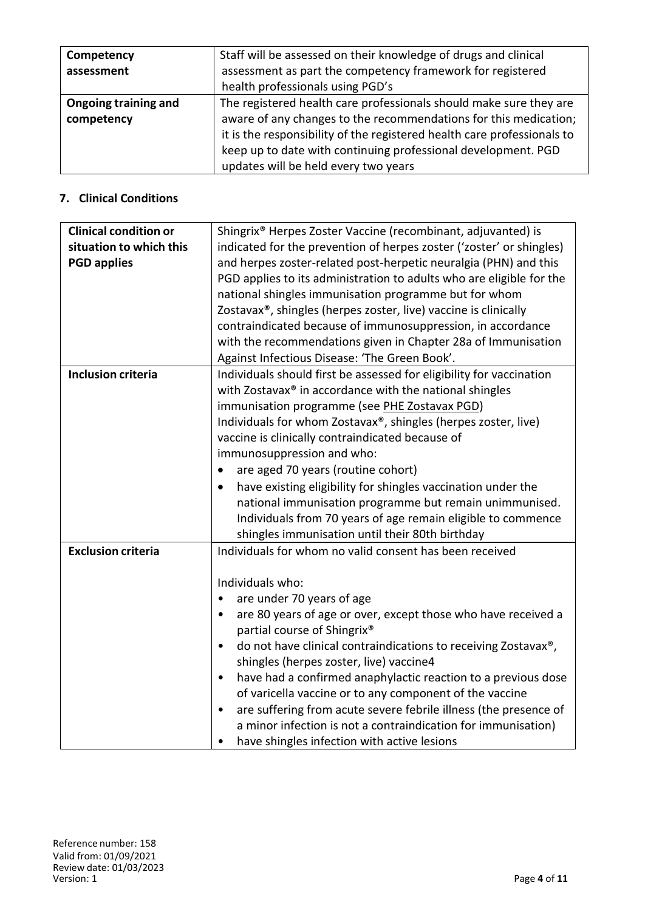| | |
|---|---|
| **Competency assessment** | Staff will be assessed on their knowledge of drugs and clinical assessment as part the competency framework for registered health professionals using PGD's |
| **Ongoing training and competency** | The registered health care professionals should make sure they are aware of any changes to the recommendations for this medication; it is the responsibility of the registered health care professionals to keep up to date with continuing professional development. PGD updates will be held every two years |

## 7. Clinical Conditions

| | |
|---|---|
| **Clinical condition or situation to which this PGD applies** | Shingrix® Herpes Zoster Vaccine (recombinant, adjuvanted) is indicated for the prevention of herpes zoster ('zoster' or shingles) and herpes zoster-related post-herpetic neuralgia (PHN) and this PGD applies to its administration to adults who are eligible for the national shingles immunisation programme but for whom Zostavax®, shingles (herpes zoster, live) vaccine is clinically contraindicated because of immunosuppression, in accordance with the recommendations given in Chapter 28a of Immunisation Against Infectious Disease: 'The Green Book'. |
| **Inclusion criteria** | Individuals should first be assessed for eligibility for vaccination with Zostavax® in accordance with the national shingles immunisation programme (see PHE Zostavax PGD)<br>Individuals for whom Zostavax®, shingles (herpes zoster, live) vaccine is clinically contraindicated because of immunosuppression and who:<br>• are aged 70 years (routine cohort)<br>• have existing eligibility for shingles vaccination under the national immunisation programme but remain unimmunised. Individuals from 70 years of age remain eligible to commence shingles immunisation until their 80th birthday |
| **Exclusion criteria** | Individuals for whom no valid consent has been received<br><br>Individuals who:<br>• are under 70 years of age<br>• are 80 years of age or over, except those who have received a partial course of Shingrix®<br>• do not have clinical contraindications to receiving Zostavax®, shingles (herpes zoster, live) vaccine4<br>• have had a confirmed anaphylactic reaction to a previous dose of varicella vaccine or to any component of the vaccine<br>• are suffering from acute severe febrile illness (the presence of a minor infection is not a contraindication for immunisation)<br>• have shingles infection with active lesions |

Reference number: 158
Valid from: 01/09/2021
Review date: 01/03/2023
Version: 1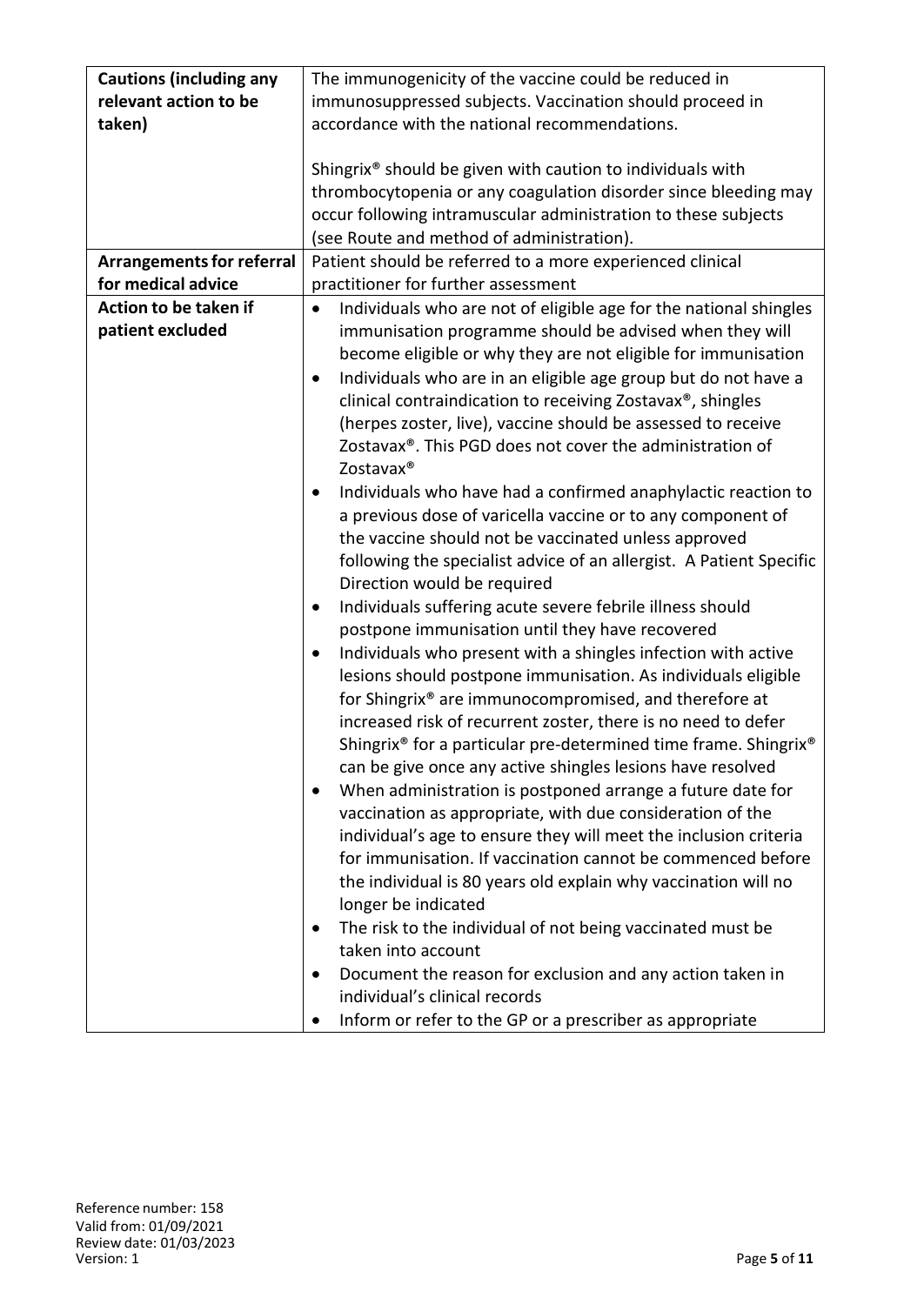| **Cautions (including any relevant action to be taken)** | The immunogenicity of the vaccine could be reduced in immunosuppressed subjects. Vaccination should proceed in accordance with the national recommendations.<br><br>Shingrix® should be given with caution to individuals with thrombocytopenia or any coagulation disorder since bleeding may occur following intramuscular administration to these subjects (see Route and method of administration). |
|---|---|
| **Arrangements for referral for medical advice** | Patient should be referred to a more experienced clinical practitioner for further assessment |
| **Action to be taken if patient excluded** | • Individuals who are not of eligible age for the national shingles immunisation programme should be advised when they will become eligible or why they are not eligible for immunisation<br>• Individuals who are in an eligible age group but do not have a clinical contraindication to receiving Zostavax®, shingles (herpes zoster, live), vaccine should be assessed to receive Zostavax®. This PGD does not cover the administration of Zostavax®<br>• Individuals who have had a confirmed anaphylactic reaction to a previous dose of varicella vaccine or to any component of the vaccine should not be vaccinated unless approved following the specialist advice of an allergist. A Patient Specific Direction would be required<br>• Individuals suffering acute severe febrile illness should postpone immunisation until they have recovered<br>• Individuals who present with a shingles infection with active lesions should postpone immunisation. As individuals eligible for Shingrix® are immunocompromised, and therefore at increased risk of recurrent zoster, there is no need to defer Shingrix® for a particular pre-determined time frame. Shingrix® can be give once any active shingles lesions have resolved<br>• When administration is postponed arrange a future date for vaccination as appropriate, with due consideration of the individual's age to ensure they will meet the inclusion criteria for immunisation. If vaccination cannot be commenced before the individual is 80 years old explain why vaccination will no longer be indicated<br>• The risk to the individual of not being vaccinated must be taken into account<br>• Document the reason for exclusion and any action taken in individual's clinical records<br>• Inform or refer to the GP or a prescriber as appropriate |

Reference number: 158
Valid from: 01/09/2021
Review date: 01/03/2023
Version: 1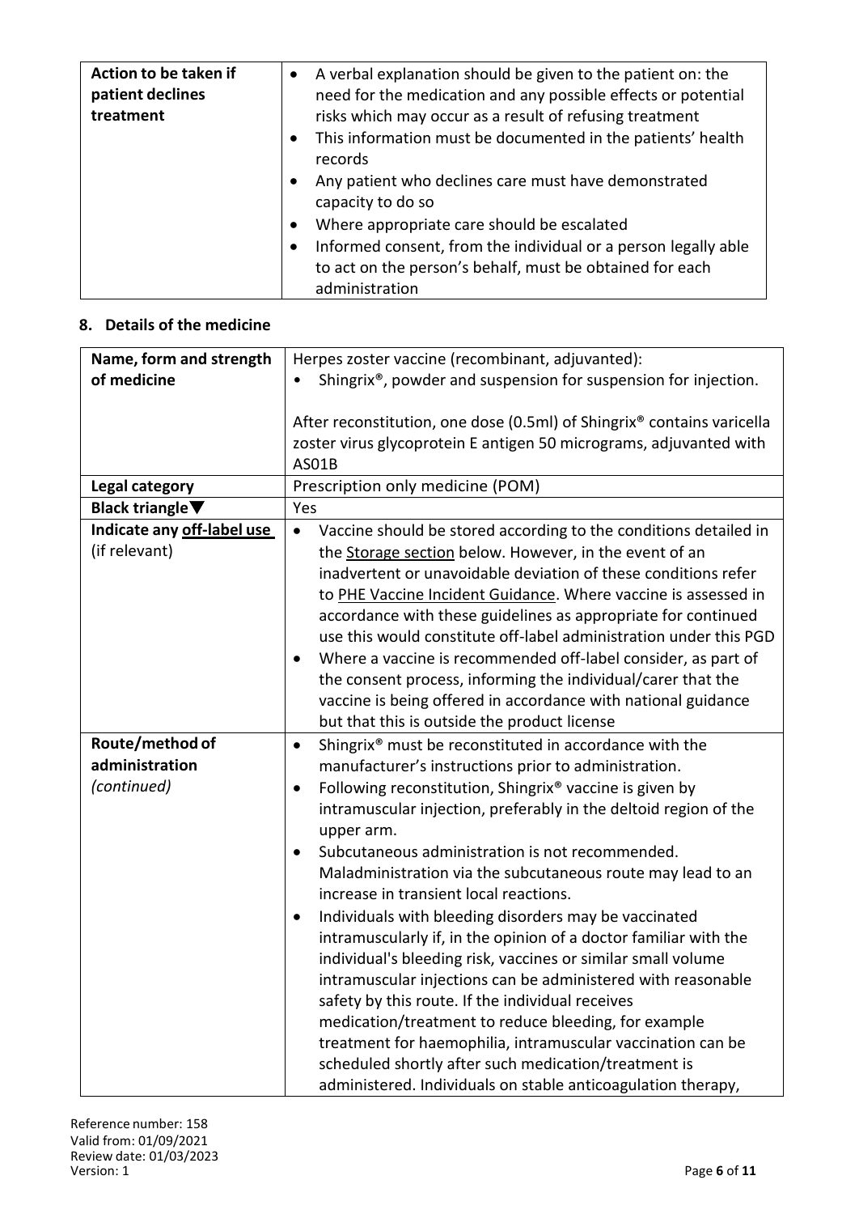| Action to be taken if patient declines treatment | • A verbal explanation should be given to the patient on: the need for the medication and any possible effects or potential risks which may occur as a result of refusing treatment<br>• This information must be documented in the patients' health records<br>• Any patient who declines care must have demonstrated capacity to do so<br>• Where appropriate care should be escalated<br>• Informed consent, from the individual or a person legally able to act on the person's behalf, must be obtained for each administration |
|---|---|

## 8. Details of the medicine

| Name, form and strength of medicine | Herpes zoster vaccine (recombinant, adjuvanted):<br>• Shingrix®, powder and suspension for suspension for injection.<br><br>After reconstitution, one dose (0.5ml) of Shingrix® contains varicella zoster virus glycoprotein E antigen 50 micrograms, adjuvanted with AS01B |
|---|---|
| **Legal category** | Prescription only medicine (POM) |
| **Black triangle▼** | Yes |
| **Indicate any off-label use** (if relevant) | • Vaccine should be stored according to the conditions detailed in the Storage section below. However, in the event of an inadvertent or unavoidable deviation of these conditions refer to PHE Vaccine Incident Guidance. Where vaccine is assessed in accordance with these guidelines as appropriate for continued use this would constitute off-label administration under this PGD<br>• Where a vaccine is recommended off-label consider, as part of the consent process, informing the individual/carer that the vaccine is being offered in accordance with national guidance but that this is outside the product license |
| **Route/method of administration** *(continued)* | • Shingrix® must be reconstituted in accordance with the manufacturer's instructions prior to administration.<br>• Following reconstitution, Shingrix® vaccine is given by intramuscular injection, preferably in the deltoid region of the upper arm.<br>• Subcutaneous administration is not recommended. Maladministration via the subcutaneous route may lead to an increase in transient local reactions.<br>• Individuals with bleeding disorders may be vaccinated intramuscularly if, in the opinion of a doctor familiar with the individual's bleeding risk, vaccines or similar small volume intramuscular injections can be administered with reasonable safety by this route. If the individual receives medication/treatment to reduce bleeding, for example treatment for haemophilia, intramuscular vaccination can be scheduled shortly after such medication/treatment is administered. Individuals on stable anticoagulation therapy, |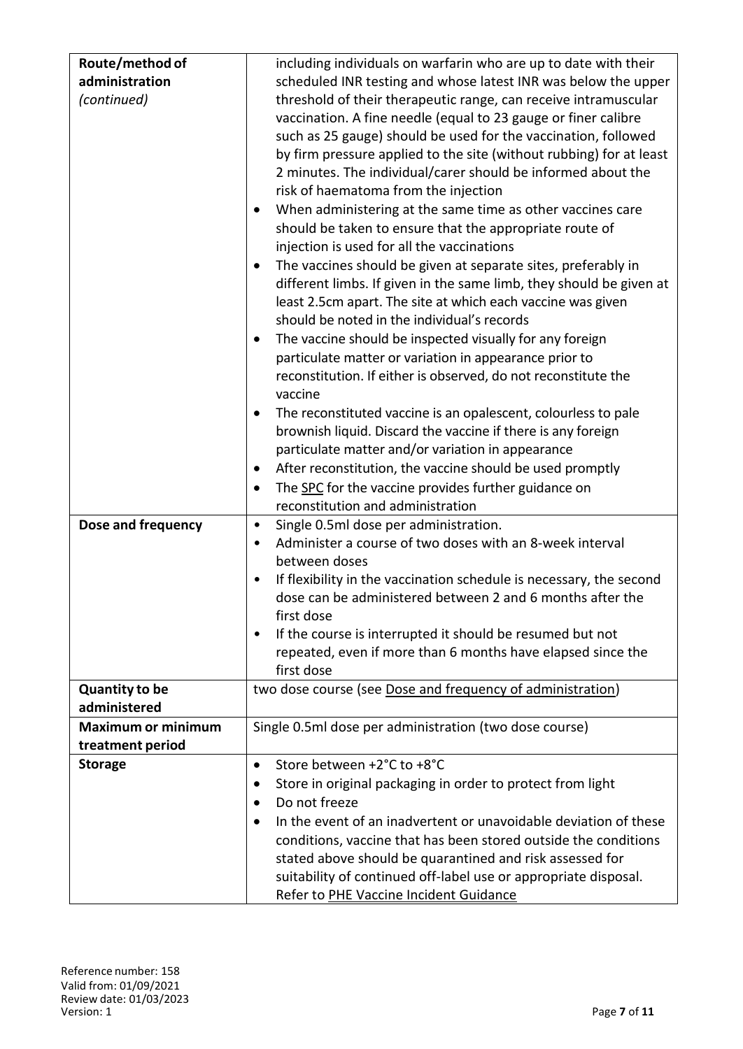| | |
|---|---|
| **Route/method of administration** *(continued)* | including individuals on warfarin who are up to date with their scheduled INR testing and whose latest INR was below the upper threshold of their therapeutic range, can receive intramuscular vaccination. A fine needle (equal to 23 gauge or finer calibre such as 25 gauge) should be used for the vaccination, followed by firm pressure applied to the site (without rubbing) for at least 2 minutes. The individual/carer should be informed about the risk of haematoma from the injection<br>• When administering at the same time as other vaccines care should be taken to ensure that the appropriate route of injection is used for all the vaccinations<br>• The vaccines should be given at separate sites, preferably in different limbs. If given in the same limb, they should be given at least 2.5cm apart. The site at which each vaccine was given should be noted in the individual's records<br>• The vaccine should be inspected visually for any foreign particulate matter or variation in appearance prior to reconstitution. If either is observed, do not reconstitute the vaccine<br>• The reconstituted vaccine is an opalescent, colourless to pale brownish liquid. Discard the vaccine if there is any foreign particulate matter and/or variation in appearance<br>• After reconstitution, the vaccine should be used promptly<br>• The SPC for the vaccine provides further guidance on reconstitution and administration |
| **Dose and frequency** | • Single 0.5ml dose per administration.<br>• Administer a course of two doses with an 8-week interval between doses<br>• If flexibility in the vaccination schedule is necessary, the second dose can be administered between 2 and 6 months after the first dose<br>• If the course is interrupted it should be resumed but not repeated, even if more than 6 months have elapsed since the first dose |
| **Quantity to be administered** | two dose course (see Dose and frequency of administration) |
| **Maximum or minimum treatment period** | Single 0.5ml dose per administration (two dose course) |
| **Storage** | • Store between +2°C to +8°C<br>• Store in original packaging in order to protect from light<br>• Do not freeze<br>• In the event of an inadvertent or unavoidable deviation of these conditions, vaccine that has been stored outside the conditions stated above should be quarantined and risk assessed for suitability of continued off-label use or appropriate disposal. Refer to PHE Vaccine Incident Guidance |

Reference number: 158
Valid from: 01/09/2021
Review date: 01/03/2023
Version: 1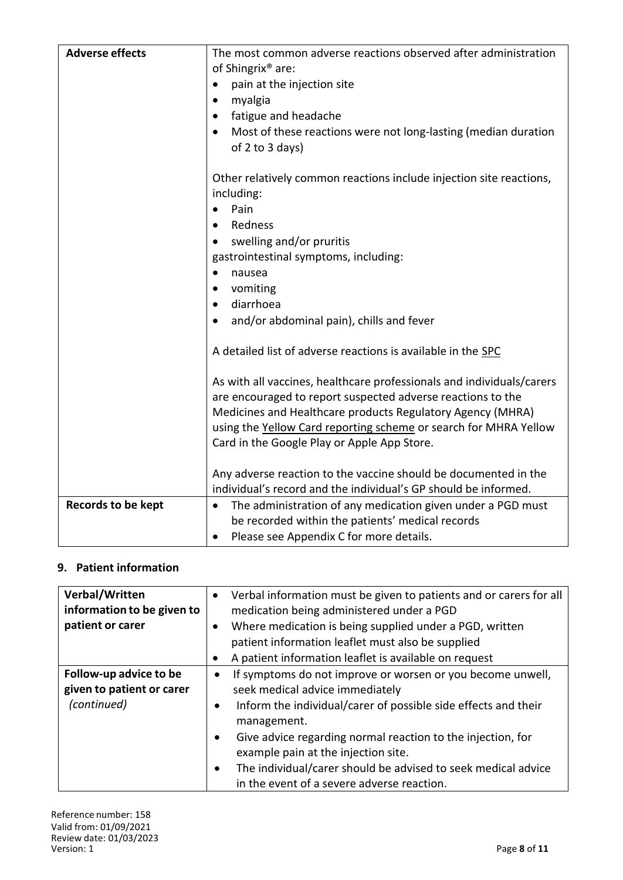| | |
|---|---|
| **Adverse effects** | The most common adverse reactions observed after administration of Shingrix® are:<br>• pain at the injection site<br>• myalgia<br>• fatigue and headache<br>• Most of these reactions were not long-lasting (median duration of 2 to 3 days)<br><br>Other relatively common reactions include injection site reactions, including:<br>• Pain<br>• Redness<br>• swelling and/or pruritis<br>gastrointestinal symptoms, including:<br>• nausea<br>• vomiting<br>• diarrhoea<br>• and/or abdominal pain), chills and fever<br><br>A detailed list of adverse reactions is available in the SPC<br><br>As with all vaccines, healthcare professionals and individuals/carers are encouraged to report suspected adverse reactions to the Medicines and Healthcare products Regulatory Agency (MHRA) using the Yellow Card reporting scheme or search for MHRA Yellow Card in the Google Play or Apple App Store.<br><br>Any adverse reaction to the vaccine should be documented in the individual's record and the individual's GP should be informed. |
| **Records to be kept** | • The administration of any medication given under a PGD must be recorded within the patients' medical records<br>• Please see Appendix C for more details. |

## 9. Patient information

| | |
|---|---|
| **Verbal/Written information to be given to patient or carer** | • Verbal information must be given to patients and or carers for all medication being administered under a PGD<br>• Where medication is being supplied under a PGD, written patient information leaflet must also be supplied<br>• A patient information leaflet is available on request |
| **Follow-up advice to be given to patient or carer** *(continued)* | • If symptoms do not improve or worsen or you become unwell, seek medical advice immediately<br>• Inform the individual/carer of possible side effects and their management.<br>• Give advice regarding normal reaction to the injection, for example pain at the injection site.<br>• The individual/carer should be advised to seek medical advice in the event of a severe adverse reaction. |

Reference number: 158
Valid from: 01/09/2021
Review date: 01/03/2023
Version: 1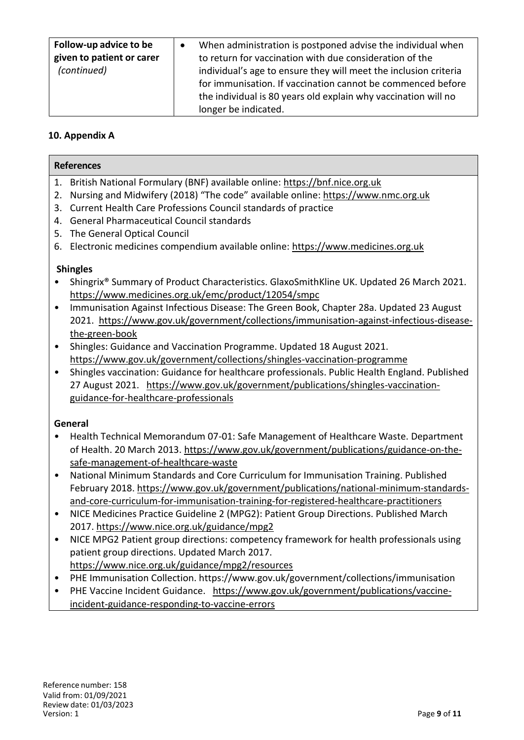| Follow-up advice to be given to patient or carer *(continued)* | • When administration is postponed advise the individual when to return for vaccination with due consideration of the individual's age to ensure they will meet the inclusion criteria for immunisation. If vaccination cannot be commenced before the individual is 80 years old explain why vaccination will no longer be indicated. |
|---|---|

## 10. Appendix A

| References |
|---|
| 1. British National Formulary (BNF) available online: https://bnf.nice.org.uk<br>2. Nursing and Midwifery (2018) "The code" available online: https://www.nmc.org.uk<br>3. Current Health Care Professions Council standards of practice<br>4. General Pharmaceutical Council standards<br>5. The General Optical Council<br>6. Electronic medicines compendium available online: https://www.medicines.org.uk<br><br>**Shingles**<br>• Shingrix® Summary of Product Characteristics. GlaxoSmithKline UK. Updated 26 March 2021. https://www.medicines.org.uk/emc/product/12054/smpc<br>• Immunisation Against Infectious Disease: The Green Book, Chapter 28a. Updated 23 August 2021. https://www.gov.uk/government/collections/immunisation-against-infectious-disease-the-green-book<br>• Shingles: Guidance and Vaccination Programme. Updated 18 August 2021. https://www.gov.uk/government/collections/shingles-vaccination-programme<br>• Shingles vaccination: Guidance for healthcare professionals. Public Health England. Published 27 August 2021. https://www.gov.uk/government/publications/shingles-vaccination-guidance-for-healthcare-professionals<br><br>**General**<br>• Health Technical Memorandum 07-01: Safe Management of Healthcare Waste. Department of Health. 20 March 2013. https://www.gov.uk/government/publications/guidance-on-the-safe-management-of-healthcare-waste<br>• National Minimum Standards and Core Curriculum for Immunisation Training. Published February 2018. https://www.gov.uk/government/publications/national-minimum-standards-and-core-curriculum-for-immunisation-training-for-registered-healthcare-practitioners<br>• NICE Medicines Practice Guideline 2 (MPG2): Patient Group Directions. Published March 2017. https://www.nice.org.uk/guidance/mpg2<br>• NICE MPG2 Patient group directions: competency framework for health professionals using patient group directions. Updated March 2017. https://www.nice.org.uk/guidance/mpg2/resources<br>• PHE Immunisation Collection. https://www.gov.uk/government/collections/immunisation<br>• PHE Vaccine Incident Guidance. https://www.gov.uk/government/publications/vaccine-incident-guidance-responding-to-vaccine-errors |

Reference number: 158
Valid from: 01/09/2021
Review date: 01/03/2023
Version: 1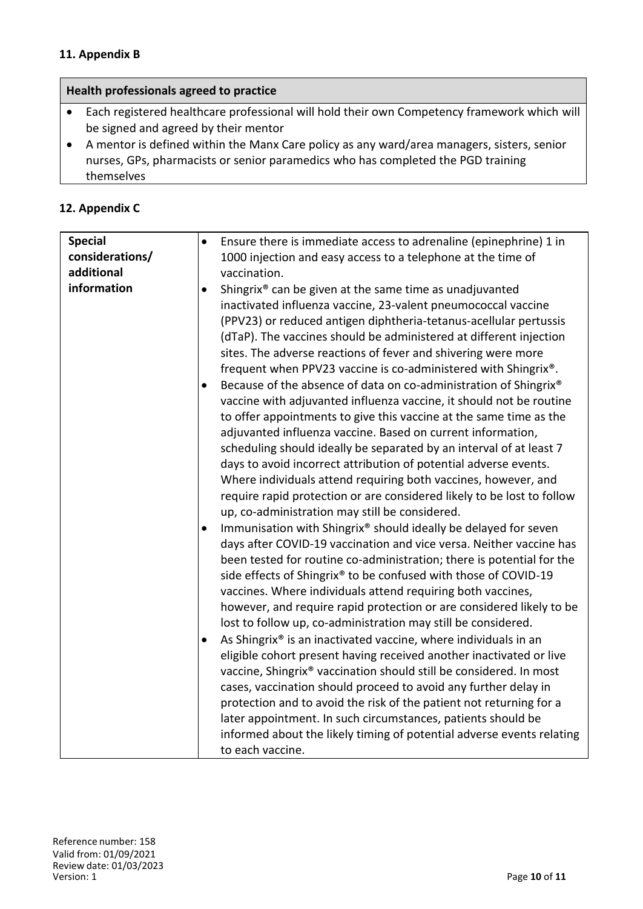## 11. Appendix B

| Health professionals agreed to practice |
|---|
| • Each registered healthcare professional will hold their own Competency framework which will be signed and agreed by their mentor<br>• A mentor is defined within the Manx Care policy as any ward/area managers, sisters, senior nurses, GPs, pharmacists or senior paramedics who has completed the PGD training themselves |

## 12. Appendix C

| | |
|---|---|
| **Special considerations/ additional information** | • Ensure there is immediate access to adrenaline (epinephrine) 1 in 1000 injection and easy access to a telephone at the time of vaccination.<br>• Shingrix® can be given at the same time as unadjuvanted inactivated influenza vaccine, 23-valent pneumococcal vaccine (PPV23) or reduced antigen diphtheria-tetanus-acellular pertussis (dTaP). The vaccines should be administered at different injection sites. The adverse reactions of fever and shivering were more frequent when PPV23 vaccine is co-administered with Shingrix®.<br>• Because of the absence of data on co-administration of Shingrix® vaccine with adjuvanted influenza vaccine, it should not be routine to offer appointments to give this vaccine at the same time as the adjuvanted influenza vaccine. Based on current information, scheduling should ideally be separated by an interval of at least 7 days to avoid incorrect attribution of potential adverse events. Where individuals attend requiring both vaccines, however, and require rapid protection or are considered likely to be lost to follow up, co-administration may still be considered.<br>• Immunisation with Shingrix® should ideally be delayed for seven days after COVID-19 vaccination and vice versa. Neither vaccine has been tested for routine co-administration; there is potential for the side effects of Shingrix® to be confused with those of COVID-19 vaccines. Where individuals attend requiring both vaccines, however, and require rapid protection or are considered likely to be lost to follow up, co-administration may still be considered.<br>• As Shingrix® is an inactivated vaccine, where individuals in an eligible cohort present having received another inactivated or live vaccine, Shingrix® vaccination should still be considered. In most cases, vaccination should proceed to avoid any further delay in protection and to avoid the risk of the patient not returning for a later appointment. In such circumstances, patients should be informed about the likely timing of potential adverse events relating to each vaccine. |

Reference number: 158
Valid from: 01/09/2021
Review date: 01/03/2023
Version: 1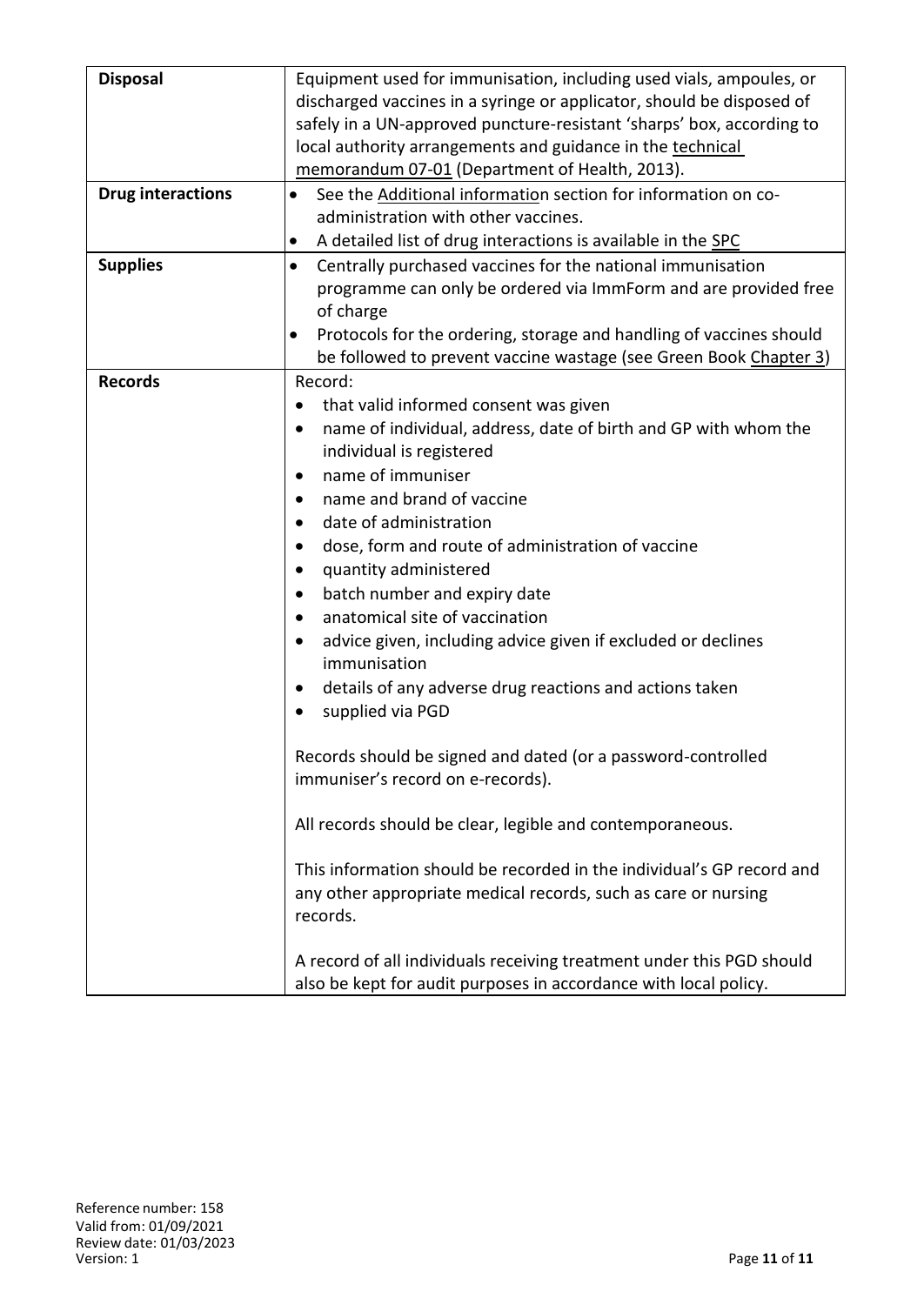| | |
|---|---|
| **Disposal** | Equipment used for immunisation, including used vials, ampoules, or discharged vaccines in a syringe or applicator, should be disposed of safely in a UN-approved puncture-resistant 'sharps' box, according to local authority arrangements and guidance in the technical memorandum 07-01 (Department of Health, 2013). |
| **Drug interactions** | • See the Additional information section for information on co-administration with other vaccines.<br>• A detailed list of drug interactions is available in the SPC |
| **Supplies** | • Centrally purchased vaccines for the national immunisation programme can only be ordered via ImmForm and are provided free of charge<br>• Protocols for the ordering, storage and handling of vaccines should be followed to prevent vaccine wastage (see Green Book Chapter 3) |
| **Records** | Record:<br>• that valid informed consent was given<br>• name of individual, address, date of birth and GP with whom the individual is registered<br>• name of immuniser<br>• name and brand of vaccine<br>• date of administration<br>• dose, form and route of administration of vaccine<br>• quantity administered<br>• batch number and expiry date<br>• anatomical site of vaccination<br>• advice given, including advice given if excluded or declines immunisation<br>• details of any adverse drug reactions and actions taken<br>• supplied via PGD<br><br>Records should be signed and dated (or a password-controlled immuniser's record on e-records).<br><br>All records should be clear, legible and contemporaneous.<br><br>This information should be recorded in the individual's GP record and any other appropriate medical records, such as care or nursing records.<br><br>A record of all individuals receiving treatment under this PGD should also be kept for audit purposes in accordance with local policy. |

Reference number: 158
Valid from: 01/09/2021
Review date: 01/03/2023
Version: 1